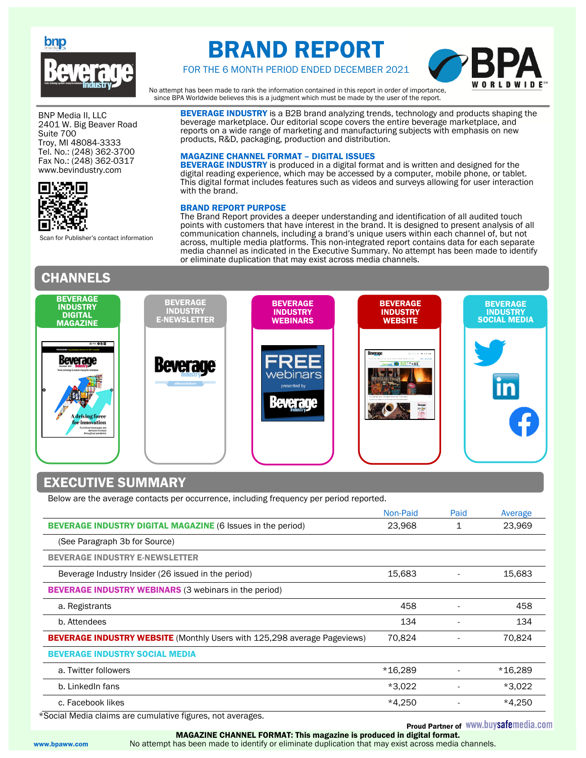# BRAND REPORT

FOR THE 6 MONTH PERIOD ENDED DECEMBER 2021

No attempt has been made to rank the information contained in this report in order of importance, since BPA Worldwide believes this is a judgment which must be made by the user of the report.

BNP Media II, LLC
2401 W. Big Beaver Road
Suite 700
Troy, MI 48084-3333
Tel. No.: (248) 362-3700
Fax No.: (248) 362-0317
www.bevindustry.com

Scan for Publisher's contact information

**BEVERAGE INDUSTRY** is a B2B brand analyzing trends, technology and products shaping the beverage marketplace. Our editorial scope covers the entire beverage marketplace, and reports on a wide range of marketing and manufacturing subjects with emphasis on new products, R&D, packaging, production and distribution.

**MAGAZINE CHANNEL FORMAT – DIGITAL ISSUES**

**BEVERAGE INDUSTRY** is produced in a digital format and is written and designed for the digital reading experience, which may be accessed by a computer, mobile phone, or tablet. This digital format includes features such as videos and surveys allowing for user interaction with the brand.

**BRAND REPORT PURPOSE**

The Brand Report provides a deeper understanding and identification of all audited touch points with customers that have interest in the brand. It is designed to present analysis of all communication channels, including a brand's unique users within each channel of, but not across, multiple media platforms. This non-integrated report contains data for each separate media channel as indicated in the Executive Summary. No attempt has been made to identify or eliminate duplication that may exist across media channels.

## CHANNELS

- BEVERAGE INDUSTRY DIGITAL MAGAZINE
- BEVERAGE INDUSTRY E-NEWSLETTER
- BEVERAGE INDUSTRY WEBINARS
- BEVERAGE INDUSTRY WEBSITE
- BEVERAGE INDUSTRY SOCIAL MEDIA

## EXECUTIVE SUMMARY

Below are the average contacts per occurrence, including frequency per period reported.

| | Non-Paid | Paid | Average |
|---|---|---|---|
| **BEVERAGE INDUSTRY DIGITAL MAGAZINE** (6 Issues in the period) | 23,968 | 1 | 23,969 |
| (See Paragraph 3b for Source) | | | |
| **BEVERAGE INDUSTRY E-NEWSLETTER** | | | |
| Beverage Industry Insider (26 issued in the period) | 15,683 | - | 15,683 |
| **BEVERAGE INDUSTRY WEBINARS** (3 webinars in the period) | | | |
| a. Registrants | 458 | - | 458 |
| b. Attendees | 134 | - | 134 |
| **BEVERAGE INDUSTRY WEBSITE** (Monthly Users with 125,298 average Pageviews) | 70,824 | - | 70,824 |
| **BEVERAGE INDUSTRY SOCIAL MEDIA** | | | |
| a. Twitter followers | *16,289 | - | *16,289 |
| b. LinkedIn fans | *3,022 | - | *3,022 |
| c. Facebook likes | *4,250 | - | *4,250 |

*Social Media claims are cumulative figures, not averages.

Proud Partner of www.buysafemedia.com

**MAGAZINE CHANNEL FORMAT: This magazine is produced in digital format.**

No attempt has been made to identify or eliminate duplication that may exist across media channels.

www.bpaww.com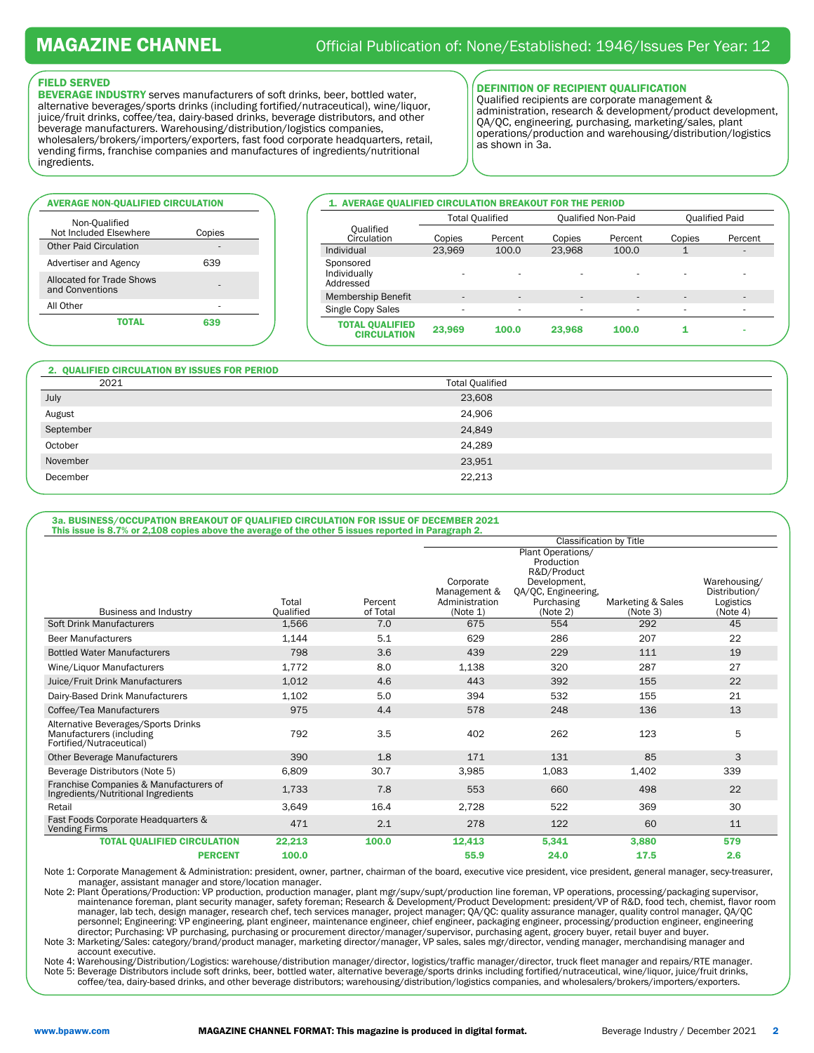# MAGAZINE CHANNEL

Official Publication of: None/Established: 1946/Issues Per Year: 12

## FIELD SERVED

**BEVERAGE INDUSTRY** serves manufacturers of soft drinks, beer, bottled water, alternative beverages/sports drinks (including fortified/nutraceutical), wine/liquor, juice/fruit drinks, coffee/tea, dairy-based drinks, beverage distributors, and other beverage manufacturers. Warehousing/distribution/logistics companies, wholesalers/brokers/importers/exporters, fast food corporate headquarters, retail, vending firms, franchise companies and manufactures of ingredients/nutritional ingredients.

## DEFINITION OF RECIPIENT QUALIFICATION

Qualified recipients are corporate management & administration, research & development/product development, QA/QC, engineering, purchasing, marketing/sales, plant operations/production and warehousing/distribution/logistics as shown in 3a.

## AVERAGE NON-QUALIFIED CIRCULATION

| Non-Qualified Not Included Elsewhere | Copies |
|---|---|
| Other Paid Circulation | - |
| Advertiser and Agency | 639 |
| Allocated for Trade Shows and Conventions | - |
| All Other | - |
| **TOTAL** | **639** |

## 1. AVERAGE QUALIFIED CIRCULATION BREAKOUT FOR THE PERIOD

| Qualified Circulation | Total Qualified | | Qualified Non-Paid | | Qualified Paid | |
|---|---|---|---|---|---|---|
| | Copies | Percent | Copies | Percent | Copies | Percent |
| Individual | 23,969 | 100.0 | 23,968 | 100.0 | 1 | - |
| Sponsored Individually Addressed | - | - | - | - | - | - |
| Membership Benefit | - | - | - | - | - | - |
| Single Copy Sales | - | - | - | - | - | - |
| **TOTAL QUALIFIED CIRCULATION** | **23,969** | **100.0** | **23,968** | **100.0** | **1** | **-** |

## 2. QUALIFIED CIRCULATION BY ISSUES FOR PERIOD

| 2021 | Total Qualified |
|---|---|
| July | 23,608 |
| August | 24,906 |
| September | 24,849 |
| October | 24,289 |
| November | 23,951 |
| December | 22,213 |

## 3a. BUSINESS/OCCUPATION BREAKOUT OF QUALIFIED CIRCULATION FOR ISSUE OF DECEMBER 2021

This issue is 8.7% or 2,108 copies above the average of the other 5 issues reported in Paragraph 2.

| | | | Classification by Title | | | |
|---|---|---|---|---|---|---|
| Business and Industry | Total Qualified | Percent of Total | Corporate Management & Administration (Note 1) | Plant Operations/ Production R&D/Product Development, QA/QC, Engineering, Purchasing (Note 2) | Marketing & Sales (Note 3) | Warehousing/ Distribution/ Logistics (Note 4) |
| Soft Drink Manufacturers | 1,566 | 7.0 | 675 | 554 | 292 | 45 |
| Beer Manufacturers | 1,144 | 5.1 | 629 | 286 | 207 | 22 |
| Bottled Water Manufacturers | 798 | 3.6 | 439 | 229 | 111 | 19 |
| Wine/Liquor Manufacturers | 1,772 | 8.0 | 1,138 | 320 | 287 | 27 |
| Juice/Fruit Drink Manufacturers | 1,012 | 4.6 | 443 | 392 | 155 | 22 |
| Dairy-Based Drink Manufacturers | 1,102 | 5.0 | 394 | 532 | 155 | 21 |
| Coffee/Tea Manufacturers | 975 | 4.4 | 578 | 248 | 136 | 13 |
| Alternative Beverages/Sports Drinks Manufacturers (including Fortified/Nutraceutical) | 792 | 3.5 | 402 | 262 | 123 | 5 |
| Other Beverage Manufacturers | 390 | 1.8 | 171 | 131 | 85 | 3 |
| Beverage Distributors (Note 5) | 6,809 | 30.7 | 3,985 | 1,083 | 1,402 | 339 |
| Franchise Companies & Manufacturers of Ingredients/Nutritional Ingredients | 1,733 | 7.8 | 553 | 660 | 498 | 22 |
| Retail | 3,649 | 16.4 | 2,728 | 522 | 369 | 30 |
| Fast Foods Corporate Headquarters & Vending Firms | 471 | 2.1 | 278 | 122 | 60 | 11 |
| **TOTAL QUALIFIED CIRCULATION** | **22,213** | **100.0** | **12,413** | **5,341** | **3,880** | **579** |
| **PERCENT** | **100.0** | | **55.9** | **24.0** | **17.5** | **2.6** |

Note 1: Corporate Management & Administration: president, owner, partner, chairman of the board, executive vice president, vice president, general manager, secy-treasurer, manager, assistant manager and store/location manager.

Note 2: Plant Operations/Production: VP production, production manager, plant mgr/supv/supt/production line foreman, VP operations, processing/packaging supervisor, maintenance foreman, plant security manager, safety foreman; Research & Development/Product Development: president/VP of R&D, food tech, chemist, flavor room manager, lab tech, design manager, research chef, tech services manager, project manager; QA/QC: quality assurance manager, quality control manager, QA/QC personnel; Engineering: VP engineering, plant engineer, maintenance engineer, chief engineer, packaging engineer, processing/production engineer, engineering director; Purchasing: VP purchasing, purchasing or procurement director/manager/supervisor, purchasing agent, grocery buyer, retail buyer and buyer.

Note 3: Marketing/Sales: category/brand/product manager, marketing director/manager, VP sales, sales mgr/director, vending manager, merchandising manager and account executive.

Note 4: Warehousing/Distribution/Logistics: warehouse/distribution manager/director, logistics/traffic manager/director, truck fleet manager and repairs/RTE manager.

Note 5: Beverage Distributors include soft drinks, beer, bottled water, alternative beverage/sports drinks including fortified/nutraceutical, wine/liquor, juice/fruit drinks, coffee/tea, dairy-based drinks, and other beverage distributors; warehousing/distribution/logistics companies, and wholesalers/brokers/importers/exporters.

**MAGAZINE CHANNEL FORMAT: This magazine is produced in digital format.**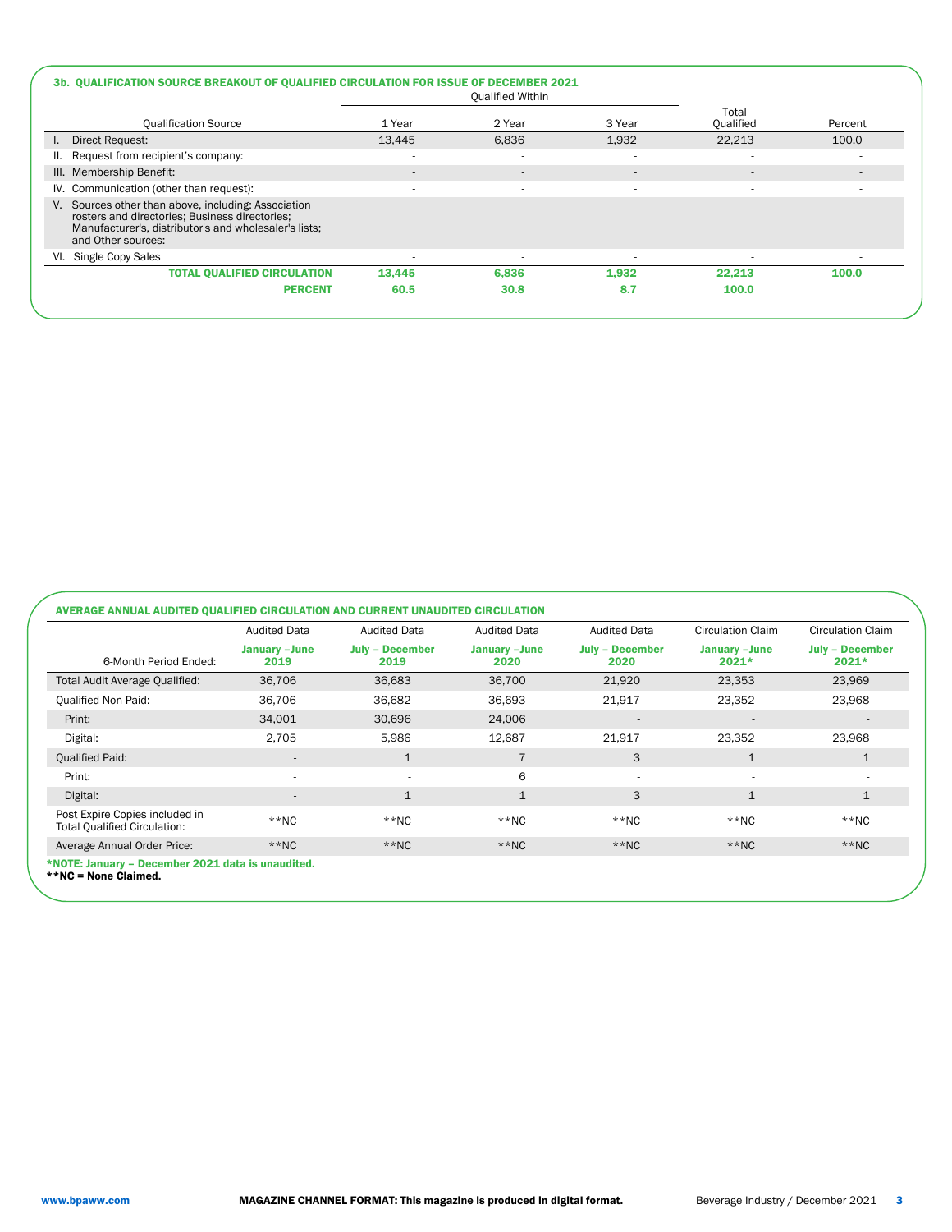### 3b. QUALIFICATION SOURCE BREAKOUT OF QUALIFIED CIRCULATION FOR ISSUE OF DECEMBER 2021

| Qualification Source | Qualified Within | | | Total Qualified | Percent |
|---|---|---|---|---|---|
| | 1 Year | 2 Year | 3 Year | | |
| I. Direct Request: | 13,445 | 6,836 | 1,932 | 22,213 | 100.0 |
| II. Request from recipient's company: | - | - | - | - | - |
| III. Membership Benefit: | - | - | - | - | - |
| IV. Communication (other than request): | - | - | - | - | - |
| V. Sources other than above, including: Association rosters and directories; Business directories; Manufacturer's, distributor's and wholesaler's lists; and Other sources: | - | - | - | - | - |
| VI. Single Copy Sales | - | - | - | - | - |
| **TOTAL QUALIFIED CIRCULATION** | **13,445** | **6,836** | **1,932** | **22,213** | **100.0** |
| **PERCENT** | **60.5** | **30.8** | **8.7** | **100.0** | |

### AVERAGE ANNUAL AUDITED QUALIFIED CIRCULATION AND CURRENT UNAUDITED CIRCULATION

| | Audited Data | Audited Data | Audited Data | Audited Data | Circulation Claim | Circulation Claim |
|---|---|---|---|---|---|---|
| 6-Month Period Ended: | **January –June 2019** | **July – December 2019** | **January –June 2020** | **July – December 2020** | **January –June 2021*** | **July – December 2021*** |
| Total Audit Average Qualified: | 36,706 | 36,683 | 36,700 | 21,920 | 23,353 | 23,969 |
| Qualified Non-Paid: | 36,706 | 36,682 | 36,693 | 21,917 | 23,352 | 23,968 |
| Print: | 34,001 | 30,696 | 24,006 | - | - | - |
| Digital: | 2,705 | 5,986 | 12,687 | 21,917 | 23,352 | 23,968 |
| Qualified Paid: | - | 1 | 7 | 3 | 1 | 1 |
| Print: | - | - | 6 | - | - | - |
| Digital: | - | 1 | 1 | 3 | 1 | 1 |
| Post Expire Copies included in Total Qualified Circulation: | **NC | **NC | **NC | **NC | **NC | **NC |
| Average Annual Order Price: | **NC | **NC | **NC | **NC | **NC | **NC |

***NOTE: January – December 2021 data is unaudited.**
****NC = None Claimed.**

**MAGAZINE CHANNEL FORMAT: This magazine is produced in digital format.**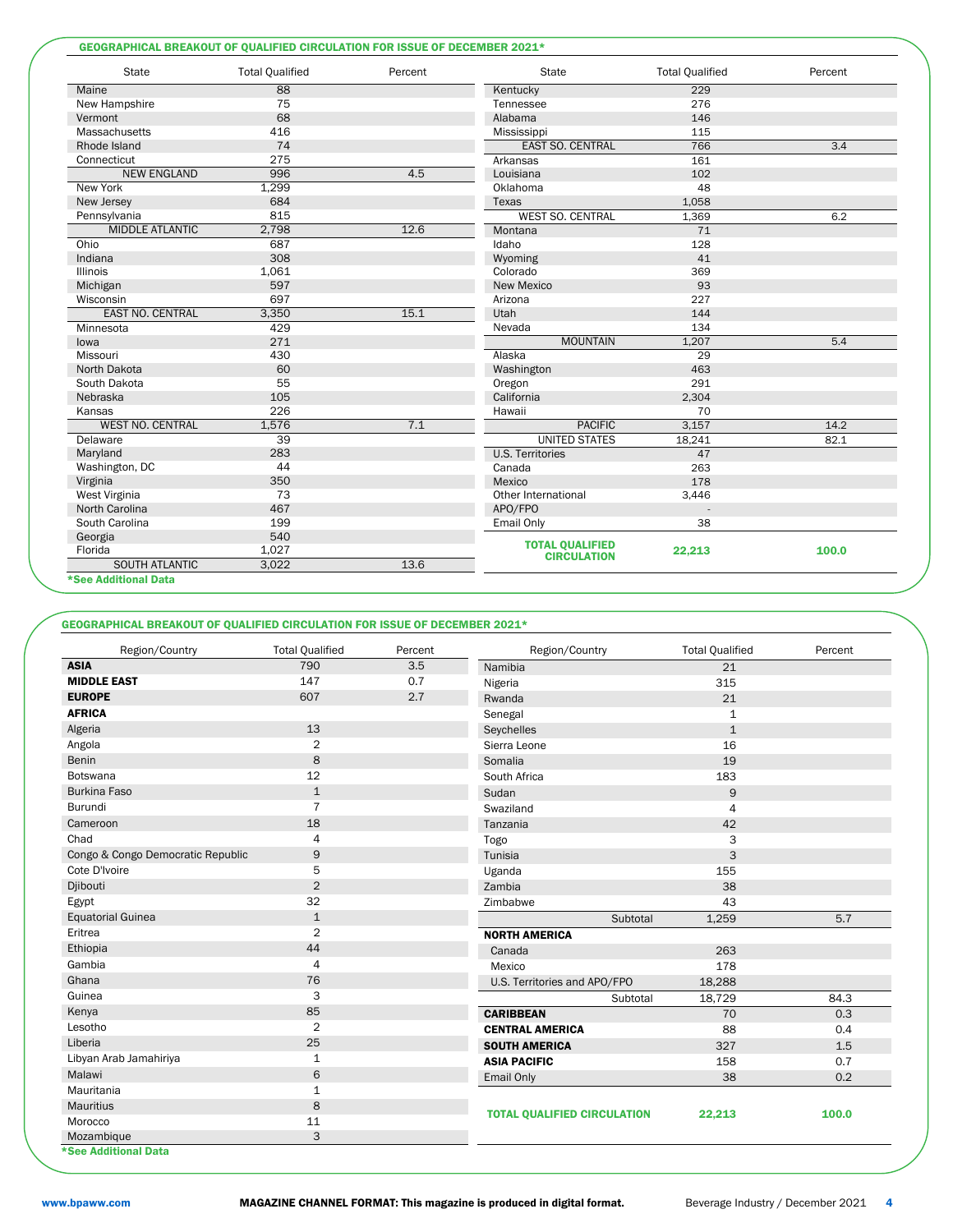## GEOGRAPHICAL BREAKOUT OF QUALIFIED CIRCULATION FOR ISSUE OF DECEMBER 2021*

| State | Total Qualified | Percent | State | Total Qualified | Percent |
|---|---|---|---|---|---|
| Maine | 88 | | Kentucky | 229 | |
| New Hampshire | 75 | | Tennessee | 276 | |
| Vermont | 68 | | Alabama | 146 | |
| Massachusetts | 416 | | Mississippi | 115 | |
| Rhode Island | 74 | | EAST SO. CENTRAL | 766 | 3.4 |
| Connecticut | 275 | | Arkansas | 161 | |
| NEW ENGLAND | 996 | 4.5 | Louisiana | 102 | |
| New York | 1,299 | | Oklahoma | 48 | |
| New Jersey | 684 | | Texas | 1,058 | |
| Pennsylvania | 815 | | WEST SO. CENTRAL | 1,369 | 6.2 |
| MIDDLE ATLANTIC | 2,798 | 12.6 | Montana | 71 | |
| Ohio | 687 | | Idaho | 128 | |
| Indiana | 308 | | Wyoming | 41 | |
| Illinois | 1,061 | | Colorado | 369 | |
| Michigan | 597 | | New Mexico | 93 | |
| Wisconsin | 697 | | Arizona | 227 | |
| EAST NO. CENTRAL | 3,350 | 15.1 | Utah | 144 | |
| Minnesota | 429 | | Nevada | 134 | |
| Iowa | 271 | | MOUNTAIN | 1,207 | 5.4 |
| Missouri | 430 | | Alaska | 29 | |
| North Dakota | 60 | | Washington | 463 | |
| South Dakota | 55 | | Oregon | 291 | |
| Nebraska | 105 | | California | 2,304 | |
| Kansas | 226 | | Hawaii | 70 | |
| WEST NO. CENTRAL | 1,576 | 7.1 | PACIFIC | 3,157 | 14.2 |
| Delaware | 39 | | UNITED STATES | 18,241 | 82.1 |
| Maryland | 283 | | U.S. Territories | 47 | |
| Washington, DC | 44 | | Canada | 263 | |
| Virginia | 350 | | Mexico | 178 | |
| West Virginia | 73 | | Other International | 3,446 | |
| North Carolina | 467 | | APO/FPO | - | |
| South Carolina | 199 | | Email Only | 38 | |
| Georgia | 540 | | **TOTAL QUALIFIED CIRCULATION** | **22,213** | **100.0** |
| Florida | 1,027 | | | | |
| SOUTH ATLANTIC | 3,022 | 13.6 | | | |

*See Additional Data

## GEOGRAPHICAL BREAKOUT OF QUALIFIED CIRCULATION FOR ISSUE OF DECEMBER 2021*

| Region/Country | Total Qualified | Percent | Region/Country | Total Qualified | Percent |
|---|---|---|---|---|---|
| **ASIA** | 790 | 3.5 | Namibia | 21 | |
| **MIDDLE EAST** | 147 | 0.7 | Nigeria | 315 | |
| **EUROPE** | 607 | 2.7 | Rwanda | 21 | |
| **AFRICA** | | | Senegal | 1 | |
| Algeria | 13 | | Seychelles | 1 | |
| Angola | 2 | | Sierra Leone | 16 | |
| Benin | 8 | | Somalia | 19 | |
| Botswana | 12 | | South Africa | 183 | |
| Burkina Faso | 1 | | Sudan | 9 | |
| Burundi | 7 | | Swaziland | 4 | |
| Cameroon | 18 | | Tanzania | 42 | |
| Chad | 4 | | Togo | 3 | |
| Congo & Congo Democratic Republic | 9 | | Tunisia | 3 | |
| Cote D'Ivoire | 5 | | Uganda | 155 | |
| Djibouti | 2 | | Zambia | 38 | |
| Egypt | 32 | | Zimbabwe | 43 | |
| Equatorial Guinea | 1 | | Subtotal | 1,259 | 5.7 |
| Eritrea | 2 | | **NORTH AMERICA** | | |
| Ethiopia | 44 | | Canada | 263 | |
| Gambia | 4 | | Mexico | 178 | |
| Ghana | 76 | | U.S. Territories and APO/FPO | 18,288 | |
| Guinea | 3 | | Subtotal | 18,729 | 84.3 |
| Kenya | 85 | | **CARIBBEAN** | 70 | 0.3 |
| Lesotho | 2 | | **CENTRAL AMERICA** | 88 | 0.4 |
| Liberia | 25 | | **SOUTH AMERICA** | 327 | 1.5 |
| Libyan Arab Jamahiriya | 1 | | **ASIA PACIFIC** | 158 | 0.7 |
| Malawi | 6 | | Email Only | 38 | 0.2 |
| Mauritania | 1 | | | | |
| Mauritius | 8 | | **TOTAL QUALIFIED CIRCULATION** | **22,213** | **100.0** |
| Morocco | 11 | | | | |
| Mozambique | 3 | | | | |

*See Additional Data

www.bpaww.com

**MAGAZINE CHANNEL FORMAT: This magazine is produced in digital format.**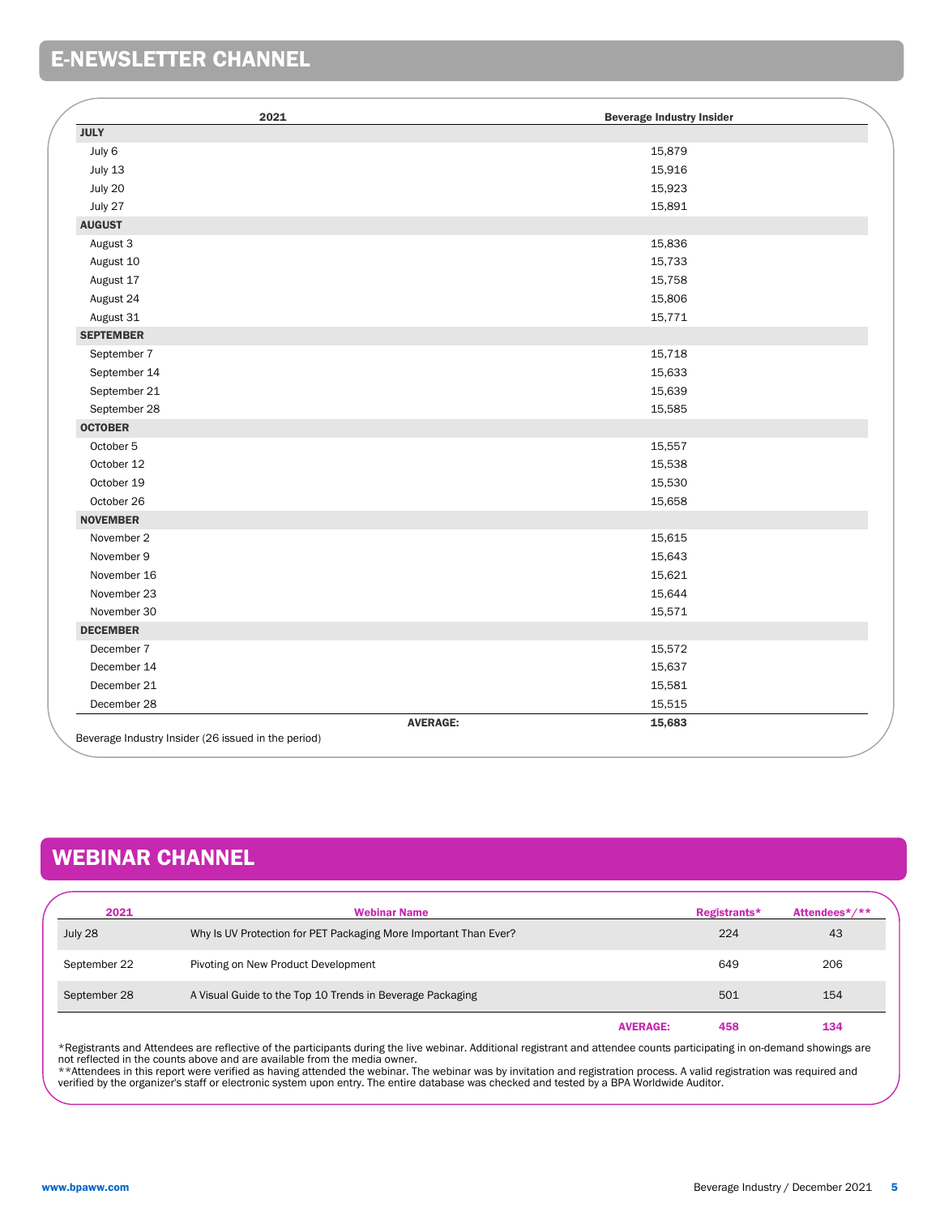## E-NEWSLETTER CHANNEL

| 2021 | Beverage Industry Insider |
|---|---|
| **JULY** | |
| July 6 | 15,879 |
| July 13 | 15,916 |
| July 20 | 15,923 |
| July 27 | 15,891 |
| **AUGUST** | |
| August 3 | 15,836 |
| August 10 | 15,733 |
| August 17 | 15,758 |
| August 24 | 15,806 |
| August 31 | 15,771 |
| **SEPTEMBER** | |
| September 7 | 15,718 |
| September 14 | 15,633 |
| September 21 | 15,639 |
| September 28 | 15,585 |
| **OCTOBER** | |
| October 5 | 15,557 |
| October 12 | 15,538 |
| October 19 | 15,530 |
| October 26 | 15,658 |
| **NOVEMBER** | |
| November 2 | 15,615 |
| November 9 | 15,643 |
| November 16 | 15,621 |
| November 23 | 15,644 |
| November 30 | 15,571 |
| **DECEMBER** | |
| December 7 | 15,572 |
| December 14 | 15,637 |
| December 21 | 15,581 |
| December 28 | 15,515 |
| **AVERAGE:** | **15,683** |

Beverage Industry Insider (26 issued in the period)

## WEBINAR CHANNEL

| 2021 | Webinar Name | Registrants* | Attendees*/** |
|---|---|---|---|
| July 28 | Why Is UV Protection for PET Packaging More Important Than Ever? | 224 | 43 |
| September 22 | Pivoting on New Product Development | 649 | 206 |
| September 28 | A Visual Guide to the Top 10 Trends in Beverage Packaging | 501 | 154 |
| | **AVERAGE:** | **458** | **134** |

*Registrants and Attendees are reflective of the participants during the live webinar. Additional registrant and attendee counts participating in on-demand showings are not reflected in the counts above and are available from the media owner.

**Attendees in this report were verified as having attended the webinar. The webinar was by invitation and registration process. A valid registration was required and verified by the organizer's staff or electronic system upon entry. The entire database was checked and tested by a BPA Worldwide Auditor.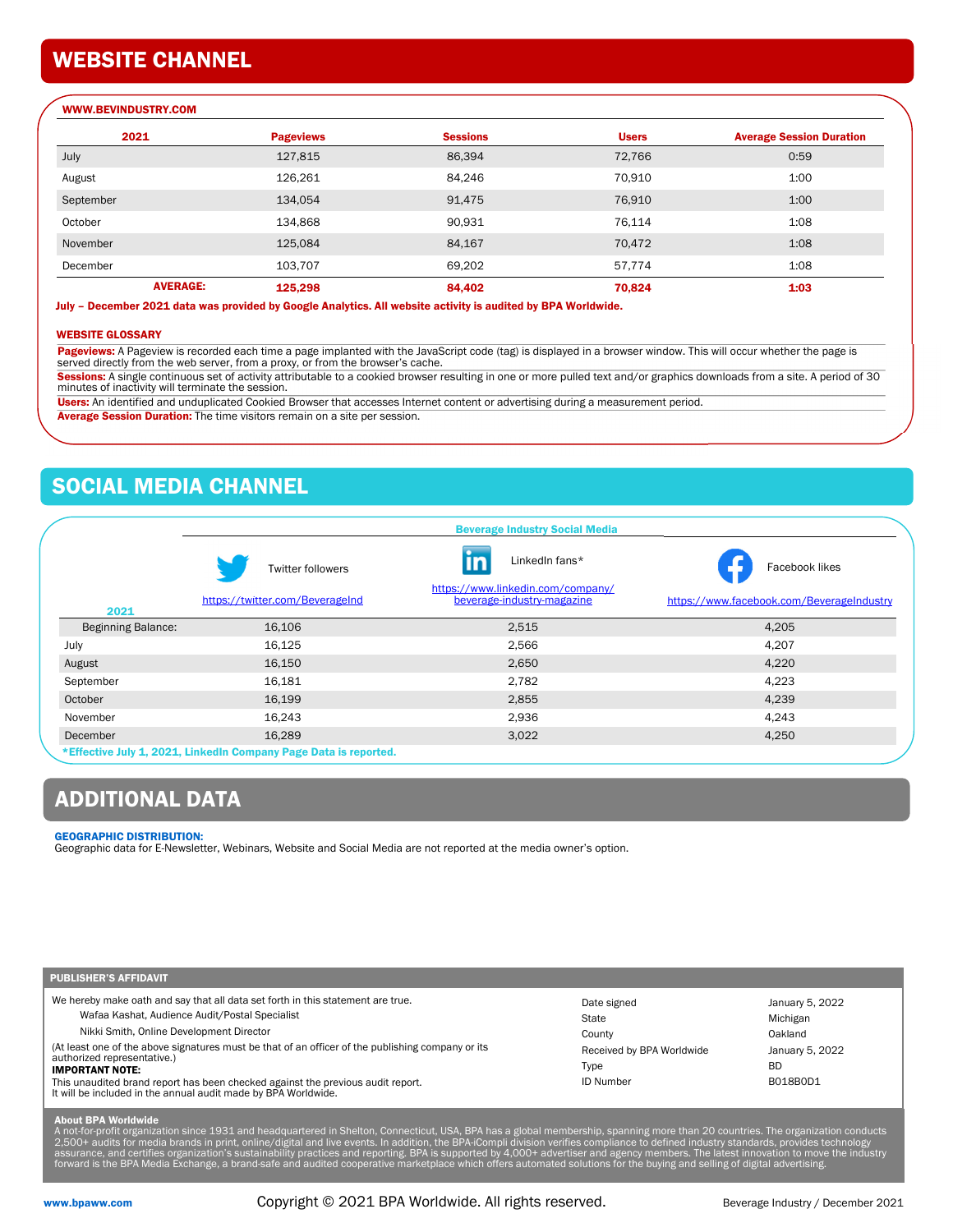## WEBSITE CHANNEL

### WWW.BEVINDUSTRY.COM

| 2021 | Pageviews | Sessions | Users | Average Session Duration |
|---|---|---|---|---|
| July | 127,815 | 86,394 | 72,766 | 0:59 |
| August | 126,261 | 84,246 | 70,910 | 1:00 |
| September | 134,054 | 91,475 | 76,910 | 1:00 |
| October | 134,868 | 90,931 | 76,114 | 1:08 |
| November | 125,084 | 84,167 | 70,472 | 1:08 |
| December | 103,707 | 69,202 | 57,774 | 1:08 |
| **AVERAGE:** | **125,298** | **84,402** | **70,824** | **1:03** |

**July – December 2021 data was provided by Google Analytics. All website activity is audited by BPA Worldwide.**

### WEBSITE GLOSSARY

**Pageviews:** A Pageview is recorded each time a page implanted with the JavaScript code (tag) is displayed in a browser window. This will occur whether the page is served directly from the web server, from a proxy, or from the browser's cache.

**Sessions:** A single continuous set of activity attributable to a cookied browser resulting in one or more pulled text and/or graphics downloads from a site. A period of 30 minutes of inactivity will terminate the session.

**Users:** An identified and unduplicated Cookied Browser that accesses Internet content or advertising during a measurement period.

**Average Session Duration:** The time visitors remain on a site per session.

## SOCIAL MEDIA CHANNEL

Beverage Industry Social Media

| 2021 | Twitter followers https://twitter.com/BeverageInd | LinkedIn fans* https://www.linkedin.com/company/beverage-industry-magazine | Facebook likes https://www.facebook.com/BeverageIndustry |
|---|---|---|---|
| Beginning Balance: | 16,106 | 2,515 | 4,205 |
| July | 16,125 | 2,566 | 4,207 |
| August | 16,150 | 2,650 | 4,220 |
| September | 16,181 | 2,782 | 4,223 |
| October | 16,199 | 2,855 | 4,239 |
| November | 16,243 | 2,936 | 4,243 |
| December | 16,289 | 3,022 | 4,250 |

*Effective July 1, 2021, LinkedIn Company Page Data is reported.

## ADDITIONAL DATA

**GEOGRAPHIC DISTRIBUTION:**
Geographic data for E-Newsletter, Webinars, Website and Social Media are not reported at the media owner's option.

### PUBLISHER'S AFFIDAVIT

We hereby make oath and say that all data set forth in this statement are true.

Wafaa Kashat, Audience Audit/Postal Specialist

Nikki Smith, Online Development Director

(At least one of the above signatures must be that of an officer of the publishing company or its authorized representative.)

**IMPORTANT NOTE:**
This unaudited brand report has been checked against the previous audit report. It will be included in the annual audit made by BPA Worldwide.

| | |
|---|---|
| Date signed | January 5, 2022 |
| State | Michigan |
| County | Oakland |
| Received by BPA Worldwide | January 5, 2022 |
| Type | BD |
| ID Number | B018B0D1 |

**About BPA Worldwide**
A not-for-profit organization since 1931 and headquartered in Shelton, Connecticut, USA, BPA has a global membership, spanning more than 20 countries. The organization conducts 2,500+ audits for media brands in print, online/digital and live events. In addition, the BPA-iCompli division verifies compliance to defined industry standards, provides technology assurance, and certifies organization's sustainability practices and reporting. BPA is supported by 4,000+ advertiser and agency members. The latest innovation to move the industry forward is the BPA Media Exchange, a brand-safe and audited cooperative marketplace which offers automated solutions for the buying and selling of digital advertising.

www.bpaww.com

Copyright © 2021 BPA Worldwide. All rights reserved.

Beverage Industry / December 2021